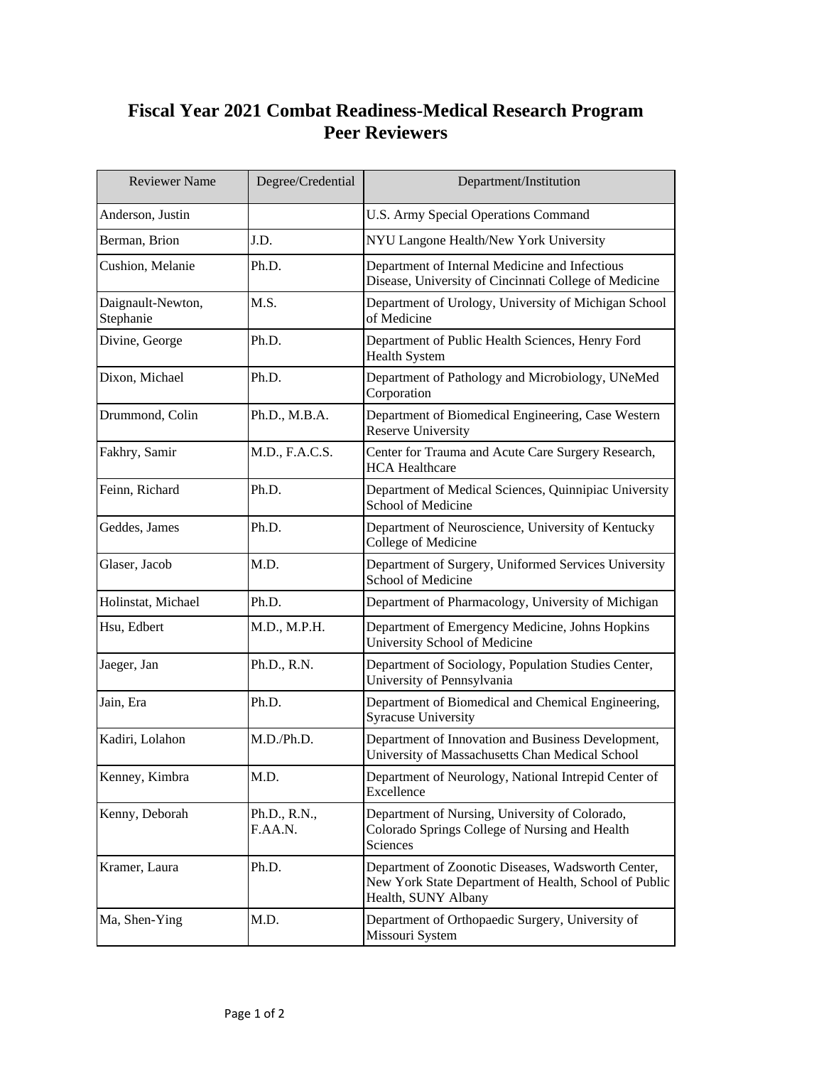# Fiscal Year 2021 Combat Readiness-Medical Research Program Peer Reviewers

| Reviewer Name | Degree/Credential | Department/Institution |
|---|---|---|
| Anderson, Justin | | U.S. Army Special Operations Command |
| Berman, Brion | J.D. | NYU Langone Health/New York University |
| Cushion, Melanie | Ph.D. | Department of Internal Medicine and Infectious Disease, University of Cincinnati College of Medicine |
| Daignault-Newton, Stephanie | M.S. | Department of Urology, University of Michigan School of Medicine |
| Divine, George | Ph.D. | Department of Public Health Sciences, Henry Ford Health System |
| Dixon, Michael | Ph.D. | Department of Pathology and Microbiology, UNeMed Corporation |
| Drummond, Colin | Ph.D., M.B.A. | Department of Biomedical Engineering, Case Western Reserve University |
| Fakhry, Samir | M.D., F.A.C.S. | Center for Trauma and Acute Care Surgery Research, HCA Healthcare |
| Feinn, Richard | Ph.D. | Department of Medical Sciences, Quinnipiac University School of Medicine |
| Geddes, James | Ph.D. | Department of Neuroscience, University of Kentucky College of Medicine |
| Glaser, Jacob | M.D. | Department of Surgery, Uniformed Services University School of Medicine |
| Holinstat, Michael | Ph.D. | Department of Pharmacology, University of Michigan |
| Hsu, Edbert | M.D., M.P.H. | Department of Emergency Medicine, Johns Hopkins University School of Medicine |
| Jaeger, Jan | Ph.D., R.N. | Department of Sociology, Population Studies Center, University of Pennsylvania |
| Jain, Era | Ph.D. | Department of Biomedical and Chemical Engineering, Syracuse University |
| Kadiri, Lolahon | M.D./Ph.D. | Department of Innovation and Business Development, University of Massachusetts Chan Medical School |
| Kenney, Kimbra | M.D. | Department of Neurology, National Intrepid Center of Excellence |
| Kenny, Deborah | Ph.D., R.N., F.AA.N. | Department of Nursing, University of Colorado, Colorado Springs College of Nursing and Health Sciences |
| Kramer, Laura | Ph.D. | Department of Zoonotic Diseases, Wadsworth Center, New York State Department of Health, School of Public Health, SUNY Albany |
| Ma, Shen-Ying | M.D. | Department of Orthopaedic Surgery, University of Missouri System |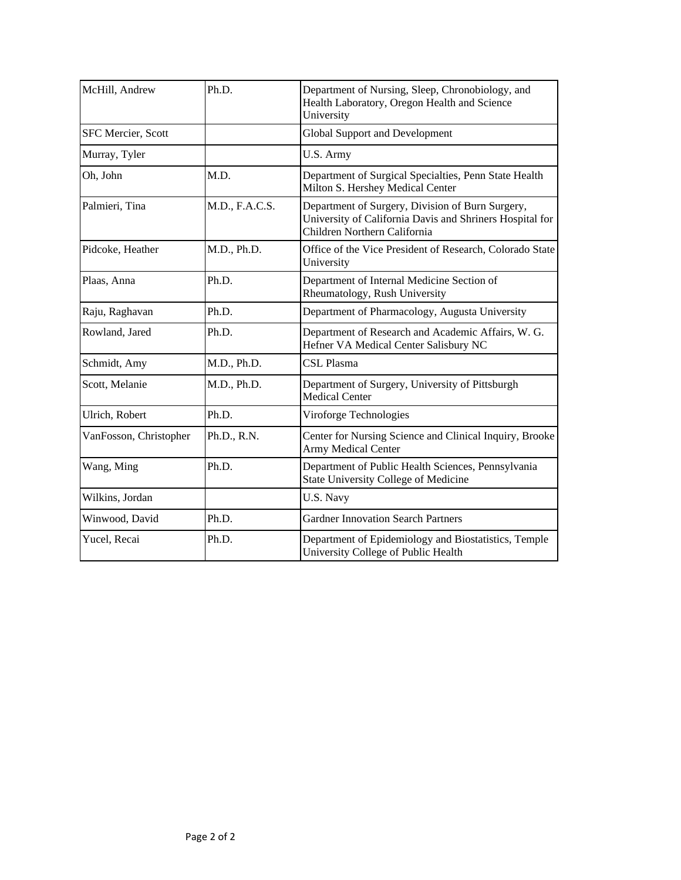| | | |
|---|---|---|
| McHill, Andrew | Ph.D. | Department of Nursing, Sleep, Chronobiology, and Health Laboratory, Oregon Health and Science University |
| SFC Mercier, Scott | | Global Support and Development |
| Murray, Tyler | | U.S. Army |
| Oh, John | M.D. | Department of Surgical Specialties, Penn State Health Milton S. Hershey Medical Center |
| Palmieri, Tina | M.D., F.A.C.S. | Department of Surgery, Division of Burn Surgery, University of California Davis and Shriners Hospital for Children Northern California |
| Pidcoke, Heather | M.D., Ph.D. | Office of the Vice President of Research, Colorado State University |
| Plaas, Anna | Ph.D. | Department of Internal Medicine Section of Rheumatology, Rush University |
| Raju, Raghavan | Ph.D. | Department of Pharmacology, Augusta University |
| Rowland, Jared | Ph.D. | Department of Research and Academic Affairs, W. G. Hefner VA Medical Center Salisbury NC |
| Schmidt, Amy | M.D., Ph.D. | CSL Plasma |
| Scott, Melanie | M.D., Ph.D. | Department of Surgery, University of Pittsburgh Medical Center |
| Ulrich, Robert | Ph.D. | Viroforge Technologies |
| VanFosson, Christopher | Ph.D., R.N. | Center for Nursing Science and Clinical Inquiry, Brooke Army Medical Center |
| Wang, Ming | Ph.D. | Department of Public Health Sciences, Pennsylvania State University College of Medicine |
| Wilkins, Jordan | | U.S. Navy |
| Winwood, David | Ph.D. | Gardner Innovation Search Partners |
| Yucel, Recai | Ph.D. | Department of Epidemiology and Biostatistics, Temple University College of Public Health |